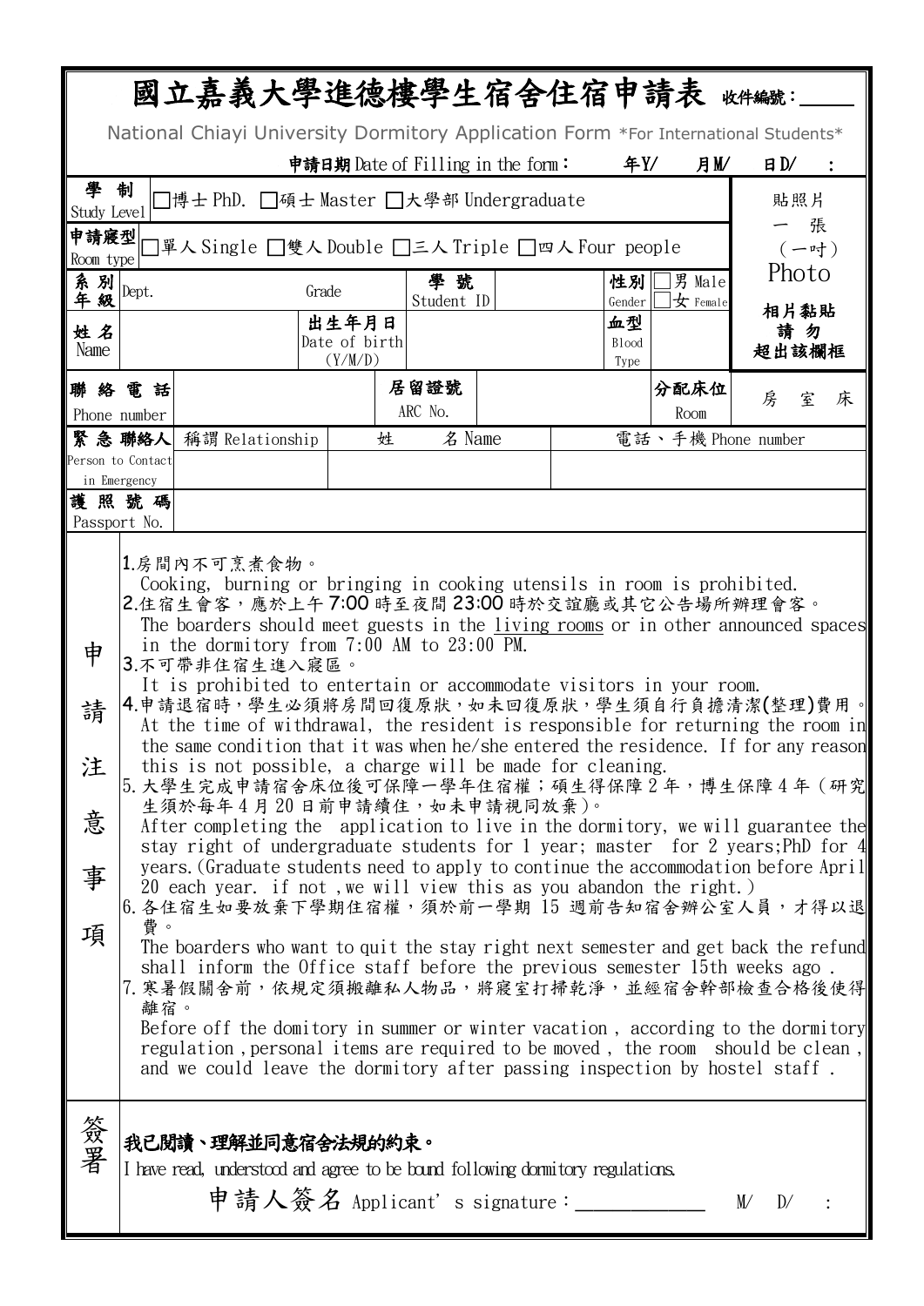# 國立嘉義大學進德樓學生宿舍住宿申請表 收件編號：____

National Chiayi University Dormitory Application Form *For International Students*

**申請日期** Date of Filling in the form：　　年Y/　　月M/　　日D/　　:

| 學制 Study Level | □博士 PhD. □碩士 Master □大學部 Undergraduate | | | | | | | 貼照片一張（一吋）Photo 相片黏貼請勿超出該欄框 |
|---|---|---|---|---|---|---|---|---|
| 申請寢型 Room type | □單人 Single □雙人 Double □三人 Triple □四人 Four people | | | | | | | |
| 系別年級 | Dept. | Grade | 學號 Student ID | | 性別 Gender | □男 Male □女 Female | | |
| 姓名 Name | | 出生年月日 Date of birth (Y/M/D) | | | 血型 Blood Type | | | |
| 聯絡電話 Phone number | | | 居留證號 ARC No. | | | 分配床位 Room | 房　室　床 | |
| 緊急聯絡人 Person to Contact in Emergency | 稱謂 Relationship | 姓　名 Name | | 電話、手機 Phone number | | | | |
| | | | | | | | | |
| 護照號碼 Passport No. | | | | | | | | |

**申請注意事項**

1. 房間內不可烹煮食物。
   Cooking, burning or bringing in cooking utensils in room is prohibited.
2. 住宿生會客，應於上午 7:00 時至夜間 23:00 時於交誼廳或其它公告場所辦理會客。
   The boarders should meet guests in the living rooms or in other announced spaces in the dormitory from 7:00 AM to 23:00 PM.
3. 不可帶非住宿生進入寢區。
   It is prohibited to entertain or accommodate visitors in your room.
4. 申請退宿時，學生必須將房間回復原狀，如未回復原狀，學生須自行負擔清潔(整理)費用。
   At the time of withdrawal, the resident is responsible for returning the room in the same condition that it was when he/she entered the residence. If for any reason this is not possible, a charge will be made for cleaning.
5. 大學生完成申請宿舍床位後可保障一學年住宿權；碩生得保障 2 年，博生保障 4 年（研究生須於每年 4 月 20 日前申請續住，如未申請視同放棄）。
   After completing the application to live in the dormitory, we will guarantee the stay right of undergraduate students for 1 year; master for 2 years;PhD for 4 years.(Graduate students need to apply to continue the accommodation before April 20 each year. if not ,we will view this as you abandon the right.)
6. 各住宿生如要放棄下學期住宿權，須於前一學期 15 週前告知宿舍辦公室人員，才得以退費。
   The boarders who want to quit the stay right next semester and get back the refund shall inform the Office staff before the previous semester 15th weeks ago .
7. 寒暑假關舍前，依規定須搬離私人物品，將寢室打掃乾淨，並經宿舍幹部檢查合格後使得離宿。
   Before off the domitory in summer or winter vacation , according to the dormitory regulation ,personal items are required to be moved , the room should be clean , and we could leave the dormitory after passing inspection by hostel staff .

**簽署**

**我已閱讀、理解並同意宿舍法規的約束。**

I have read, understood and agree to be bound following dormitory regulations.

申請人簽名 Applicant's signature：____________　M/　D/　: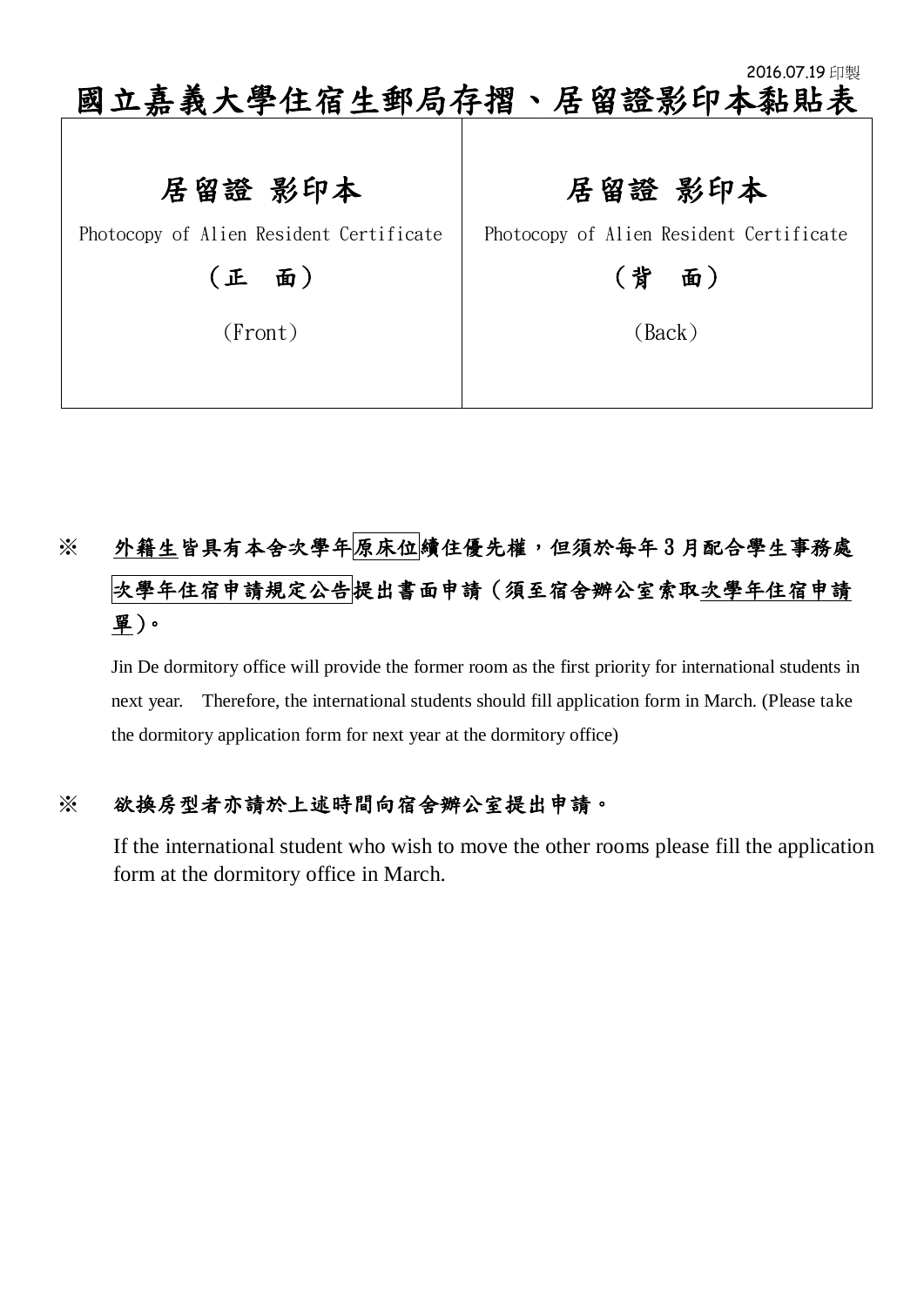2016.07.19 印製

# 國立嘉義大學住宿生郵局存摺、居留證影印本黏貼表

| 居留證 影印本<br>Photocopy of Alien Resident Certificate<br>（正　面）<br>(Front) | 居留證 影印本<br>Photocopy of Alien Resident Certificate<br>（背　面）<br>(Back) |
|---|---|

※　外籍生皆具有本舍次學年原床位續住優先權，但須於每年 3 月配合學生事務處次學年住宿申請規定公告提出書面申請（須至宿舍辦公室索取次學年住宿申請單）。

Jin De dormitory office will provide the former room as the first priority for international students in next year. Therefore, the international students should fill application form in March. (Please take the dormitory application form for next year at the dormitory office)

※　欲換房型者亦請於上述時間向宿舍辦公室提出申請。

If the international student who wish to move the other rooms please fill the application form at the dormitory office in March.